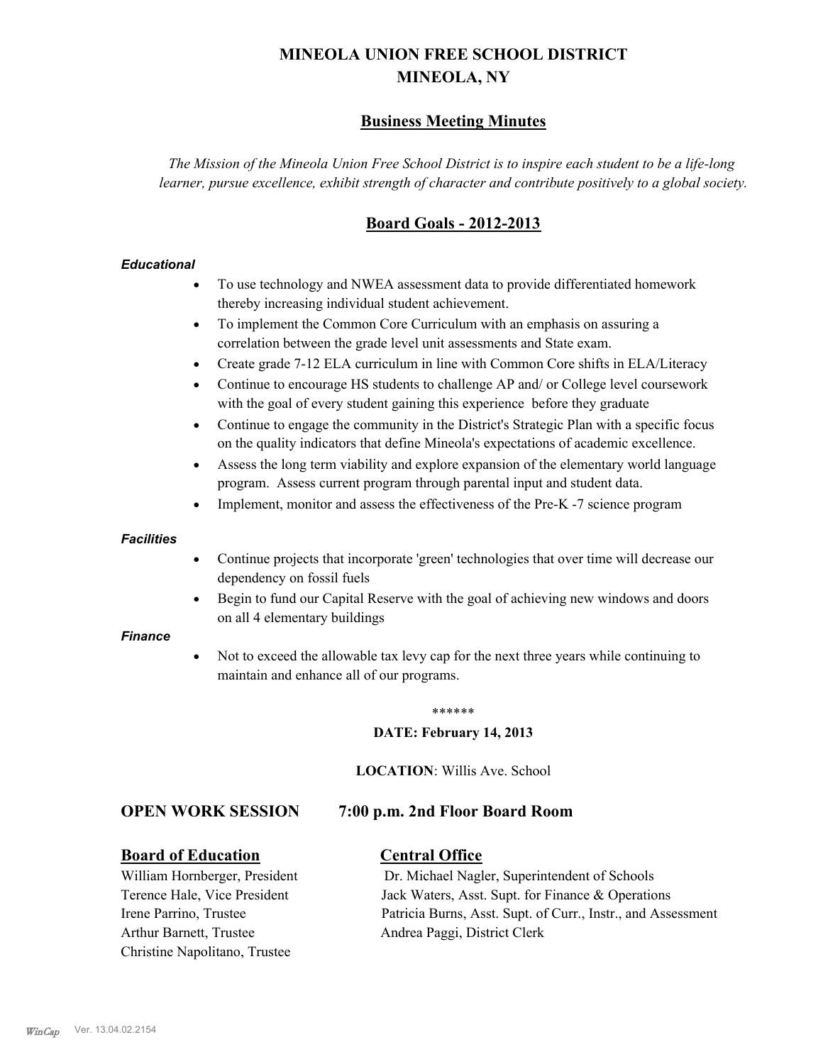# MINEOLA UNION FREE SCHOOL DISTRICT
# MINEOLA, NY

## Business Meeting Minutes

*The Mission of the Mineola Union Free School District is to inspire each student to be a life-long learner, pursue excellence, exhibit strength of character and contribute positively to a global society.*

## Board Goals - 2012-2013

***Educational***

- To use technology and NWEA assessment data to provide differentiated homework thereby increasing individual student achievement.
- To implement the Common Core Curriculum with an emphasis on assuring a correlation between the grade level unit assessments and State exam.
- Create grade 7-12 ELA curriculum in line with Common Core shifts in ELA/Literacy
- Continue to encourage HS students to challenge AP and/ or College level coursework with the goal of every student gaining this experience before they graduate
- Continue to engage the community in the District's Strategic Plan with a specific focus on the quality indicators that define Mineola's expectations of academic excellence.
- Assess the long term viability and explore expansion of the elementary world language program. Assess current program through parental input and student data.
- Implement, monitor and assess the effectiveness of the Pre-K -7 science program

***Facilities***

- Continue projects that incorporate 'green' technologies that over time will decrease our dependency on fossil fuels
- Begin to fund our Capital Reserve with the goal of achieving new windows and doors on all 4 elementary buildings

***Finance***

- Not to exceed the allowable tax levy cap for the next three years while continuing to maintain and enhance all of our programs.

******

**DATE: February 14, 2013**

**LOCATION**: Willis Ave. School

## OPEN WORK SESSION 7:00 p.m. 2nd Floor Board Room

**Board of Education**

William Hornberger, President
Terence Hale, Vice President
Irene Parrino, Trustee
Arthur Barnett, Trustee
Christine Napolitano, Trustee

**Central Office**

Dr. Michael Nagler, Superintendent of Schools
Jack Waters, Asst. Supt. for Finance & Operations
Patricia Burns, Asst. Supt. of Curr., Instr., and Assessment
Andrea Paggi, District Clerk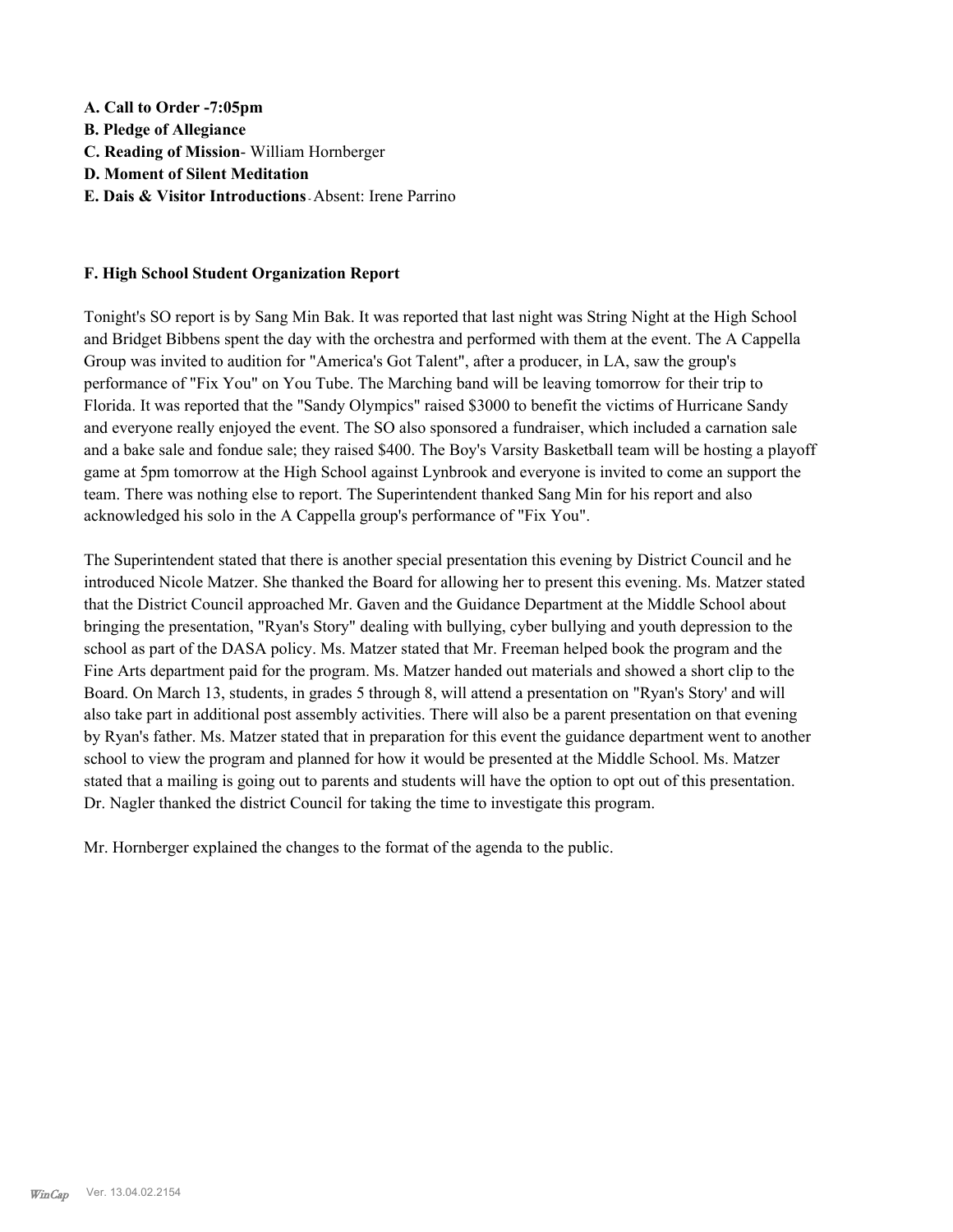**A. Call to Order -7:05pm**
**B. Pledge of Allegiance**
**C. Reading of Mission**- William Hornberger
**D. Moment of Silent Meditation**
**E. Dais & Visitor Introductions** - Absent: Irene Parrino

**F. High School Student Organization Report**

Tonight's SO report is by Sang Min Bak. It was reported that last night was String Night at the High School and Bridget Bibbens spent the day with the orchestra and performed with them at the event. The A Cappella Group was invited to audition for "America's Got Talent", after a producer, in LA, saw the group's performance of "Fix You" on You Tube. The Marching band will be leaving tomorrow for their trip to Florida. It was reported that the "Sandy Olympics" raised $3000 to benefit the victims of Hurricane Sandy and everyone really enjoyed the event. The SO also sponsored a fundraiser, which included a carnation sale and a bake sale and fondue sale; they raised $400. The Boy's Varsity Basketball team will be hosting a playoff game at 5pm tomorrow at the High School against Lynbrook and everyone is invited to come an support the team. There was nothing else to report. The Superintendent thanked Sang Min for his report and also acknowledged his solo in the A Cappella group's performance of "Fix You".

The Superintendent stated that there is another special presentation this evening by District Council and he introduced Nicole Matzer. She thanked the Board for allowing her to present this evening. Ms. Matzer stated that the District Council approached Mr. Gaven and the Guidance Department at the Middle School about bringing the presentation, "Ryan's Story" dealing with bullying, cyber bullying and youth depression to the school as part of the DASA policy. Ms. Matzer stated that Mr. Freeman helped book the program and the Fine Arts department paid for the program. Ms. Matzer handed out materials and showed a short clip to the Board. On March 13, students, in grades 5 through 8, will attend a presentation on "Ryan's Story' and will also take part in additional post assembly activities. There will also be a parent presentation on that evening by Ryan's father. Ms. Matzer stated that in preparation for this event the guidance department went to another school to view the program and planned for how it would be presented at the Middle School. Ms. Matzer stated that a mailing is going out to parents and students will have the option to opt out of this presentation. Dr. Nagler thanked the district Council for taking the time to investigate this program.

Mr. Hornberger explained the changes to the format of the agenda to the public.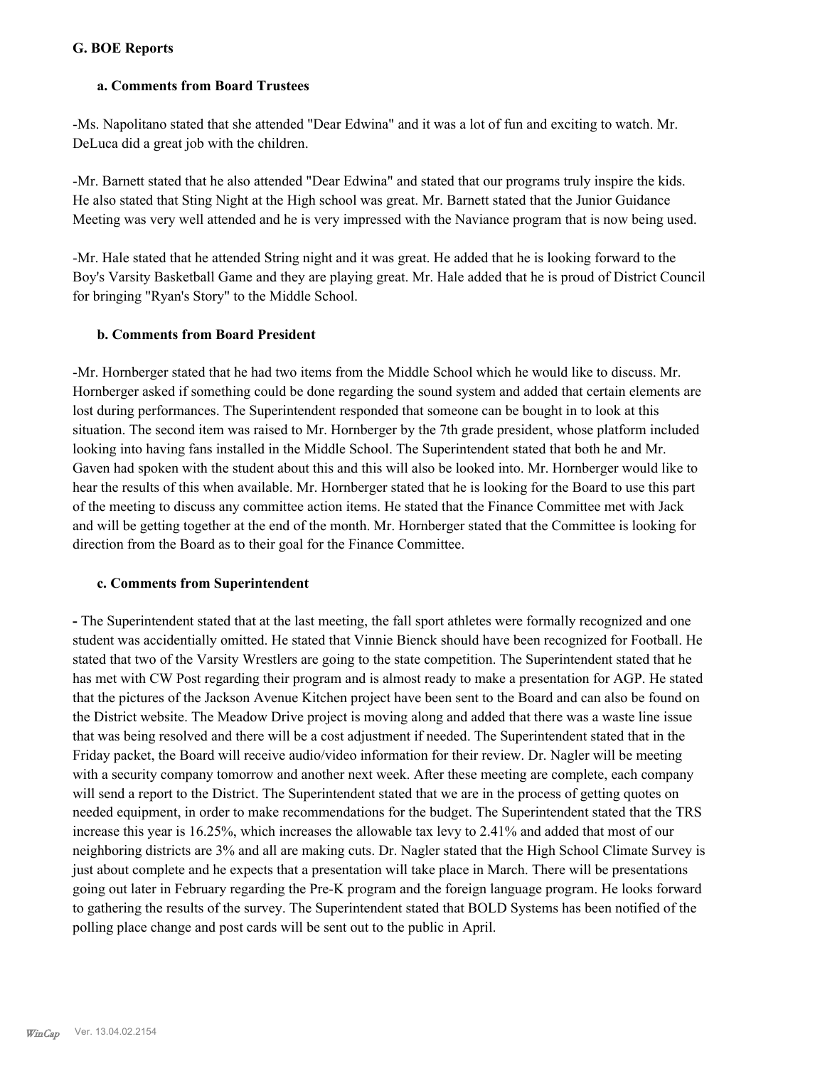### G. BOE Reports

#### a. Comments from Board Trustees

-Ms. Napolitano stated that she attended "Dear Edwina" and it was a lot of fun and exciting to watch. Mr. DeLuca did a great job with the children.

-Mr. Barnett stated that he also attended "Dear Edwina" and stated that our programs truly inspire the kids. He also stated that Sting Night at the High school was great. Mr. Barnett stated that the Junior Guidance Meeting was very well attended and he is very impressed with the Naviance program that is now being used.

-Mr. Hale stated that he attended String night and it was great. He added that he is looking forward to the Boy's Varsity Basketball Game and they are playing great. Mr. Hale added that he is proud of District Council for bringing "Ryan's Story" to the Middle School.

#### b. Comments from Board President

-Mr. Hornberger stated that he had two items from the Middle School which he would like to discuss. Mr. Hornberger asked if something could be done regarding the sound system and added that certain elements are lost during performances. The Superintendent responded that someone can be bought in to look at this situation. The second item was raised to Mr. Hornberger by the 7th grade president, whose platform included looking into having fans installed in the Middle School. The Superintendent stated that both he and Mr. Gaven had spoken with the student about this and this will also be looked into. Mr. Hornberger would like to hear the results of this when available. Mr. Hornberger stated that he is looking for the Board to use this part of the meeting to discuss any committee action items. He stated that the Finance Committee met with Jack and will be getting together at the end of the month. Mr. Hornberger stated that the Committee is looking for direction from the Board as to their goal for the Finance Committee.

#### c. Comments from Superintendent

**-** The Superintendent stated that at the last meeting, the fall sport athletes were formally recognized and one student was accidentially omitted. He stated that Vinnie Bienck should have been recognized for Football. He stated that two of the Varsity Wrestlers are going to the state competition. The Superintendent stated that he has met with CW Post regarding their program and is almost ready to make a presentation for AGP. He stated that the pictures of the Jackson Avenue Kitchen project have been sent to the Board and can also be found on the District website. The Meadow Drive project is moving along and added that there was a waste line issue that was being resolved and there will be a cost adjustment if needed. The Superintendent stated that in the Friday packet, the Board will receive audio/video information for their review. Dr. Nagler will be meeting with a security company tomorrow and another next week. After these meeting are complete, each company will send a report to the District. The Superintendent stated that we are in the process of getting quotes on needed equipment, in order to make recommendations for the budget. The Superintendent stated that the TRS increase this year is 16.25%, which increases the allowable tax levy to 2.41% and added that most of our neighboring districts are 3% and all are making cuts. Dr. Nagler stated that the High School Climate Survey is just about complete and he expects that a presentation will take place in March. There will be presentations going out later in February regarding the Pre-K program and the foreign language program. He looks forward to gathering the results of the survey. The Superintendent stated that BOLD Systems has been notified of the polling place change and post cards will be sent out to the public in April.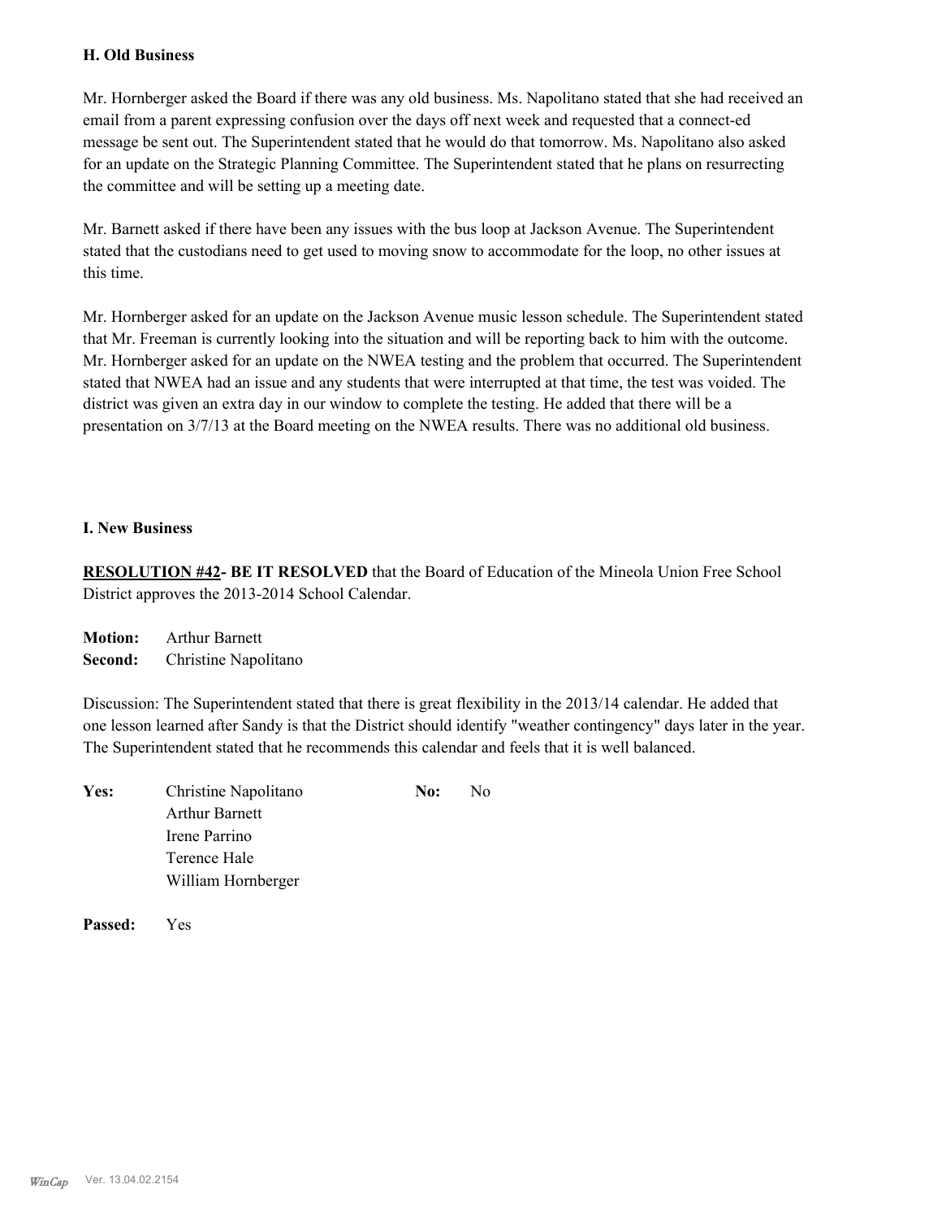### H. Old Business

Mr. Hornberger asked the Board if there was any old business. Ms. Napolitano stated that she had received an email from a parent expressing confusion over the days off next week and requested that a connect-ed message be sent out. The Superintendent stated that he would do that tomorrow. Ms. Napolitano also asked for an update on the Strategic Planning Committee. The Superintendent stated that he plans on resurrecting the committee and will be setting up a meeting date.

Mr. Barnett asked if there have been any issues with the bus loop at Jackson Avenue. The Superintendent stated that the custodians need to get used to moving snow to accommodate for the loop, no other issues at this time.

Mr. Hornberger asked for an update on the Jackson Avenue music lesson schedule. The Superintendent stated that Mr. Freeman is currently looking into the situation and will be reporting back to him with the outcome. Mr. Hornberger asked for an update on the NWEA testing and the problem that occurred. The Superintendent stated that NWEA had an issue and any students that were interrupted at that time, the test was voided. The district was given an extra day in our window to complete the testing. He added that there will be a presentation on 3/7/13 at the Board meeting on the NWEA results. There was no additional old business.

### I. New Business

**RESOLUTION #42- BE IT RESOLVED** that the Board of Education of the Mineola Union Free School District approves the 2013-2014 School Calendar.

**Motion:** Arthur Barnett
**Second:** Christine Napolitano

Discussion: The Superintendent stated that there is great flexibility in the 2013/14 calendar. He added that one lesson learned after Sandy is that the District should identify "weather contingency" days later in the year. The Superintendent stated that he recommends this calendar and feels that it is well balanced.

| **Yes:** | | **No:** | |
|---|---|---|---|
| | Christine Napolitano | | No |
| | Arthur Barnett | | |
| | Irene Parrino | | |
| | Terence Hale | | |
| | William Hornberger | | |

**Passed:** Yes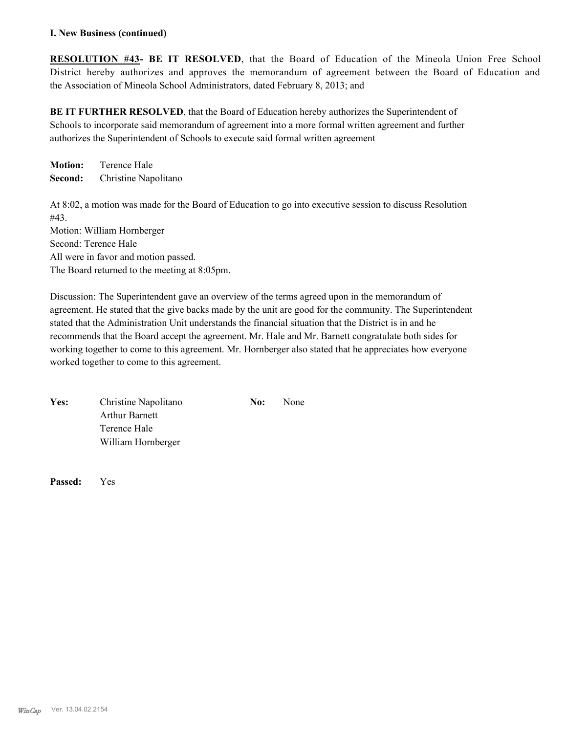**I. New Business (continued)**

**RESOLUTION #43- BE IT RESOLVED**, that the Board of Education of the Mineola Union Free School District hereby authorizes and approves the memorandum of agreement between the Board of Education and the Association of Mineola School Administrators, dated February 8, 2013; and

**BE IT FURTHER RESOLVED**, that the Board of Education hereby authorizes the Superintendent of Schools to incorporate said memorandum of agreement into a more formal written agreement and further authorizes the Superintendent of Schools to execute said formal written agreement

**Motion:** Terence Hale
**Second:** Christine Napolitano

At 8:02, a motion was made for the Board of Education to go into executive session to discuss Resolution #43.
Motion: William Hornberger
Second: Terence Hale
All were in favor and motion passed.
The Board returned to the meeting at 8:05pm.

Discussion: The Superintendent gave an overview of the terms agreed upon in the memorandum of agreement. He stated that the give backs made by the unit are good for the community. The Superintendent stated that the Administration Unit understands the financial situation that the District is in and he recommends that the Board accept the agreement. Mr. Hale and Mr. Barnett congratulate both sides for working together to come to this agreement. Mr. Hornberger also stated that he appreciates how everyone worked together to come to this agreement.

| **Yes:** | Christine Napolitano | **No:** | None |
|---|---|---|---|
| | Arthur Barnett | | |
| | Terence Hale | | |
| | William Hornberger | | |

**Passed:** Yes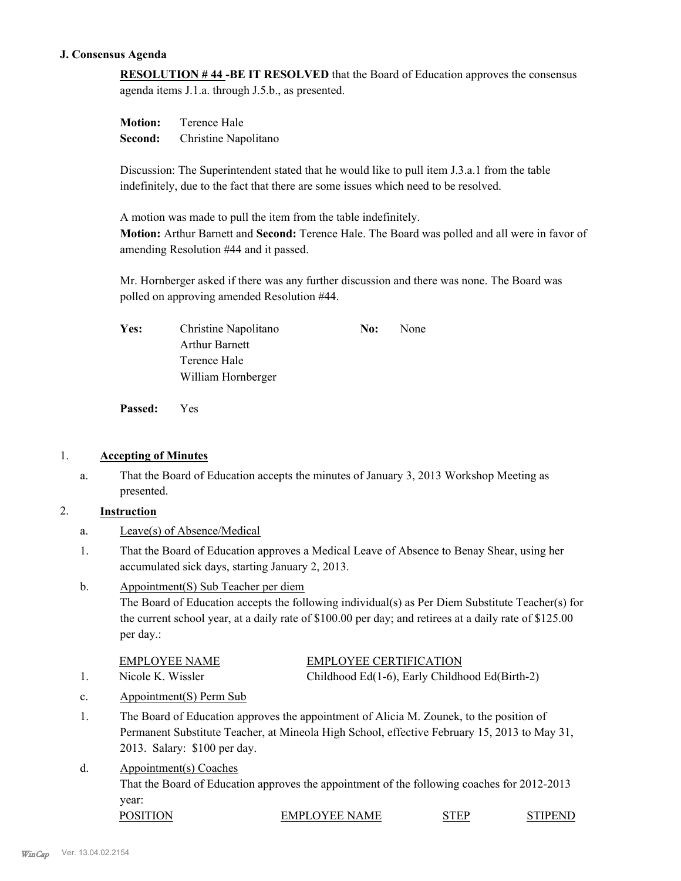**J. Consensus Agenda**

**RESOLUTION # 44 -BE IT RESOLVED** that the Board of Education approves the consensus agenda items J.1.a. through J.5.b., as presented.

**Motion:** Terence Hale
**Second:** Christine Napolitano

Discussion: The Superintendent stated that he would like to pull item J.3.a.1 from the table indefinitely, due to the fact that there are some issues which need to be resolved.

A motion was made to pull the item from the table indefinitely.
**Motion:** Arthur Barnett and **Second:** Terence Hale. The Board was polled and all were in favor of amending Resolution #44 and it passed.

Mr. Hornberger asked if there was any further discussion and there was none. The Board was polled on approving amended Resolution #44.

| **Yes:** | Christine Napolitano | **No:** | None |
|---|---|---|---|
| | Arthur Barnett | | |
| | Terence Hale | | |
| | William Hornberger | | |

**Passed:** Yes

1. **Accepting of Minutes**

   a. That the Board of Education accepts the minutes of January 3, 2013 Workshop Meeting as presented.

2. **Instruction**

   a. Leave(s) of Absence/Medical

   1. That the Board of Education approves a Medical Leave of Absence to Benay Shear, using her accumulated sick days, starting January 2, 2013.

   b. Appointment(S) Sub Teacher per diem
   The Board of Education accepts the following individual(s) as Per Diem Substitute Teacher(s) for the current school year, at a daily rate of $100.00 per day; and retirees at a daily rate of $125.00 per day.:

| | EMPLOYEE NAME | EMPLOYEE CERTIFICATION |
|---|---|---|
| 1. | Nicole K. Wissler | Childhood Ed(1-6), Early Childhood Ed(Birth-2) |

   c. Appointment(S) Perm Sub

   1. The Board of Education approves the appointment of Alicia M. Zounek, to the position of Permanent Substitute Teacher, at Mineola High School, effective February 15, 2013 to May 31, 2013. Salary: $100 per day.

   d. Appointment(s) Coaches
   That the Board of Education approves the appointment of the following coaches for 2012-2013 year:

| POSITION | EMPLOYEE NAME | STEP | STIPEND |
|---|---|---|---|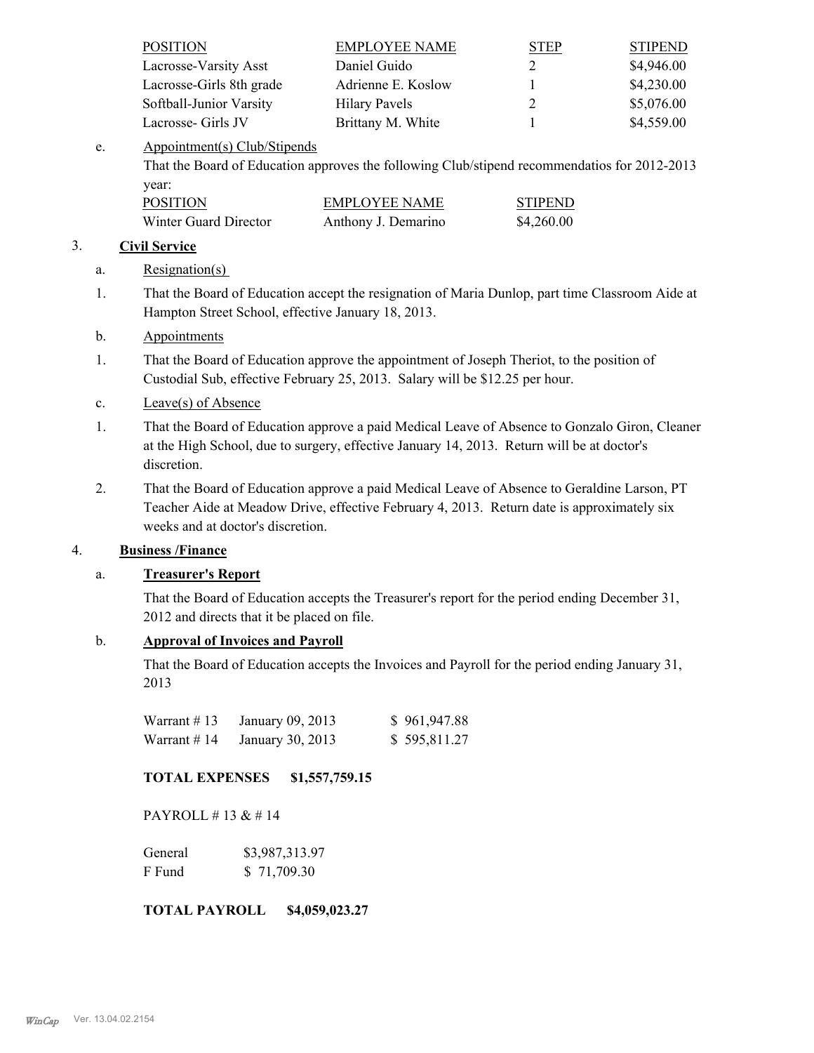| POSITION | EMPLOYEE NAME | STEP | STIPEND |
|---|---|---|---|
| Lacrosse-Varsity Asst | Daniel Guido | 2 | $4,946.00 |
| Lacrosse-Girls 8th grade | Adrienne E. Koslow | 1 | $4,230.00 |
| Softball-Junior Varsity | Hilary Pavels | 2 | $5,076.00 |
| Lacrosse- Girls JV | Brittany M. White | 1 | $4,559.00 |

e. Appointment(s) Club/Stipends

That the Board of Education approves the following Club/stipend recommendatios for 2012-2013 year:

| POSITION | EMPLOYEE NAME | STIPEND |
|---|---|---|
| Winter Guard Director | Anthony J. Demarino | $4,260.00 |

3. **Civil Service**

a. Resignation(s)

1. That the Board of Education accept the resignation of Maria Dunlop, part time Classroom Aide at Hampton Street School, effective January 18, 2013.

b. Appointments

1. That the Board of Education approve the appointment of Joseph Theriot, to the position of Custodial Sub, effective February 25, 2013. Salary will be $12.25 per hour.

c. Leave(s) of Absence

1. That the Board of Education approve a paid Medical Leave of Absence to Gonzalo Giron, Cleaner at the High School, due to surgery, effective January 14, 2013. Return will be at doctor's discretion.

2. That the Board of Education approve a paid Medical Leave of Absence to Geraldine Larson, PT Teacher Aide at Meadow Drive, effective February 4, 2013. Return date is approximately six weeks and at doctor's discretion.

4. **Business /Finance**

a. **Treasurer's Report**

That the Board of Education accepts the Treasurer's report for the period ending December 31, 2012 and directs that it be placed on file.

b. **Approval of Invoices and Payroll**

That the Board of Education accepts the Invoices and Payroll for the period ending January 31, 2013

| | | |
|---|---|---|
| Warrant # 13 | January 09, 2013 | $ 961,947.88 |
| Warrant # 14 | January 30, 2013 | $ 595,811.27 |

**TOTAL EXPENSES $1,557,759.15**

PAYROLL # 13 & # 14

| | |
|---|---|
| General | $3,987,313.97 |
| F Fund | $ 71,709.30 |

**TOTAL PAYROLL $4,059,023.27**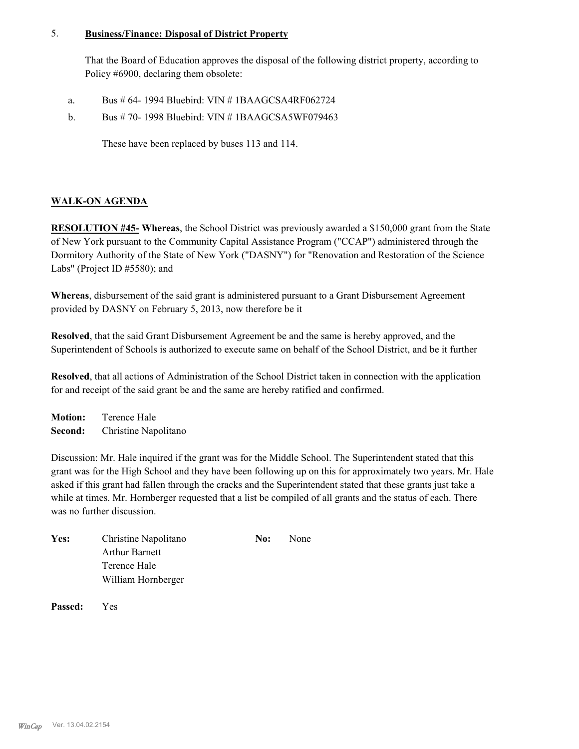5. **Business/Finance: Disposal of District Property**

That the Board of Education approves the disposal of the following district property, according to Policy #6900, declaring them obsolete:

a. Bus # 64- 1994 Bluebird: VIN # 1BAAGCSA4RF062724

b. Bus # 70- 1998 Bluebird: VIN # 1BAAGCSA5WF079463

These have been replaced by buses 113 and 114.

**WALK-ON AGENDA**

**RESOLUTION #45- Whereas**, the School District was previously awarded a $150,000 grant from the State of New York pursuant to the Community Capital Assistance Program ("CCAP") administered through the Dormitory Authority of the State of New York ("DASNY") for "Renovation and Restoration of the Science Labs" (Project ID #5580); and

**Whereas**, disbursement of the said grant is administered pursuant to a Grant Disbursement Agreement provided by DASNY on February 5, 2013, now therefore be it

**Resolved**, that the said Grant Disbursement Agreement be and the same is hereby approved, and the Superintendent of Schools is authorized to execute same on behalf of the School District, and be it further

**Resolved**, that all actions of Administration of the School District taken in connection with the application for and receipt of the said grant be and the same are hereby ratified and confirmed.

**Motion:** Terence Hale
**Second:** Christine Napolitano

Discussion: Mr. Hale inquired if the grant was for the Middle School. The Superintendent stated that this grant was for the High School and they have been following up on this for approximately two years. Mr. Hale asked if this grant had fallen through the cracks and the Superintendent stated that these grants just take a while at times. Mr. Hornberger requested that a list be compiled of all grants and the status of each. There was no further discussion.

| **Yes:** | | **No:** | |
|---|---|---|---|
| | Christine Napolitano | | None |
| | Arthur Barnett | | |
| | Terence Hale | | |
| | William Hornberger | | |

**Passed:** Yes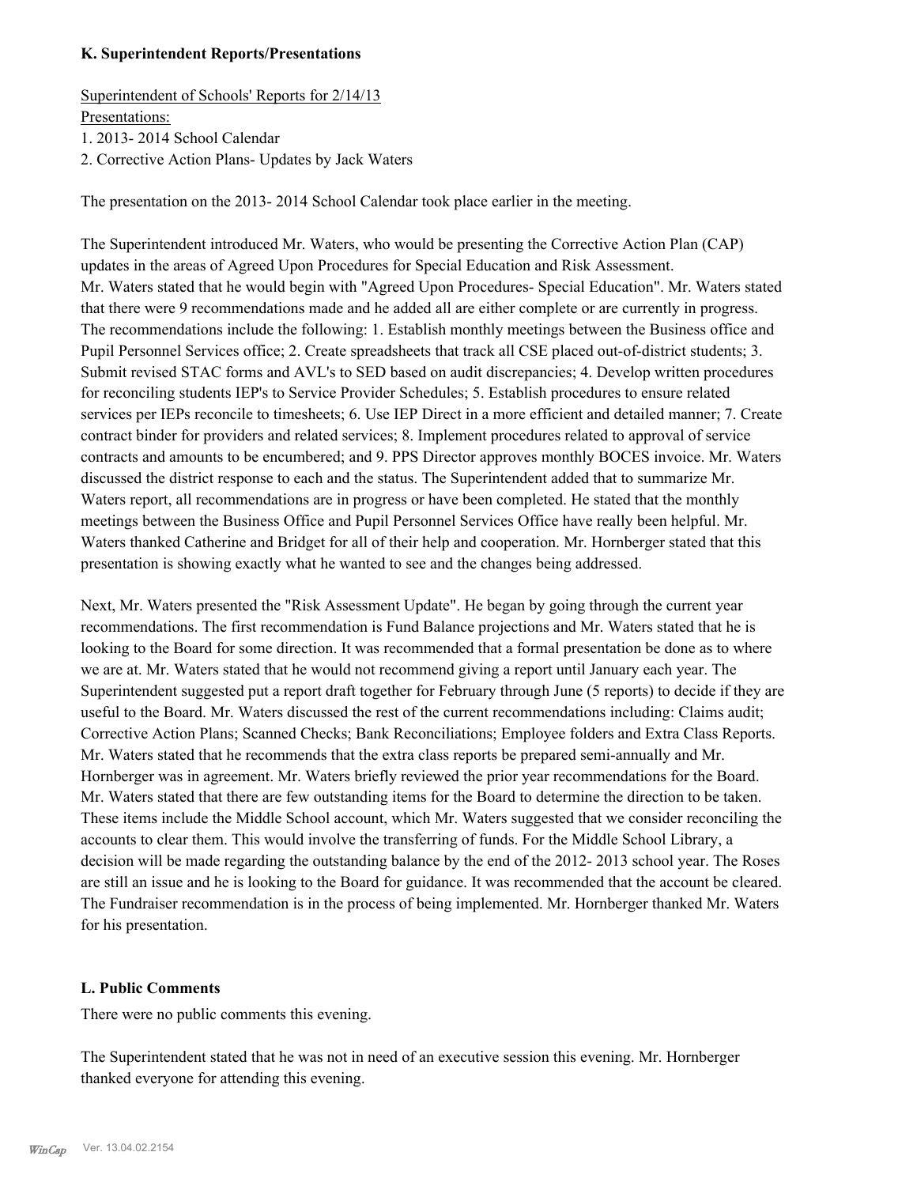### K. Superintendent Reports/Presentations

Superintendent of Schools' Reports for 2/14/13

Presentations:

1. 2013- 2014 School Calendar
2. Corrective Action Plans- Updates by Jack Waters

The presentation on the 2013- 2014 School Calendar took place earlier in the meeting.

The Superintendent introduced Mr. Waters, who would be presenting the Corrective Action Plan (CAP) updates in the areas of Agreed Upon Procedures for Special Education and Risk Assessment. Mr. Waters stated that he would begin with "Agreed Upon Procedures- Special Education". Mr. Waters stated that there were 9 recommendations made and he added all are either complete or are currently in progress. The recommendations include the following: 1. Establish monthly meetings between the Business office and Pupil Personnel Services office; 2. Create spreadsheets that track all CSE placed out-of-district students; 3. Submit revised STAC forms and AVL's to SED based on audit discrepancies; 4. Develop written procedures for reconciling students IEP's to Service Provider Schedules; 5. Establish procedures to ensure related services per IEPs reconcile to timesheets; 6. Use IEP Direct in a more efficient and detailed manner; 7. Create contract binder for providers and related services; 8. Implement procedures related to approval of service contracts and amounts to be encumbered; and 9. PPS Director approves monthly BOCES invoice. Mr. Waters discussed the district response to each and the status. The Superintendent added that to summarize Mr. Waters report, all recommendations are in progress or have been completed. He stated that the monthly meetings between the Business Office and Pupil Personnel Services Office have really been helpful. Mr. Waters thanked Catherine and Bridget for all of their help and cooperation. Mr. Hornberger stated that this presentation is showing exactly what he wanted to see and the changes being addressed.

Next, Mr. Waters presented the "Risk Assessment Update". He began by going through the current year recommendations. The first recommendation is Fund Balance projections and Mr. Waters stated that he is looking to the Board for some direction. It was recommended that a formal presentation be done as to where we are at. Mr. Waters stated that he would not recommend giving a report until January each year. The Superintendent suggested put a report draft together for February through June (5 reports) to decide if they are useful to the Board. Mr. Waters discussed the rest of the current recommendations including: Claims audit; Corrective Action Plans; Scanned Checks; Bank Reconciliations; Employee folders and Extra Class Reports. Mr. Waters stated that he recommends that the extra class reports be prepared semi-annually and Mr. Hornberger was in agreement. Mr. Waters briefly reviewed the prior year recommendations for the Board. Mr. Waters stated that there are few outstanding items for the Board to determine the direction to be taken. These items include the Middle School account, which Mr. Waters suggested that we consider reconciling the accounts to clear them. This would involve the transferring of funds. For the Middle School Library, a decision will be made regarding the outstanding balance by the end of the 2012- 2013 school year. The Roses are still an issue and he is looking to the Board for guidance. It was recommended that the account be cleared. The Fundraiser recommendation is in the process of being implemented. Mr. Hornberger thanked Mr. Waters for his presentation.

### L. Public Comments

There were no public comments this evening.

The Superintendent stated that he was not in need of an executive session this evening. Mr. Hornberger thanked everyone for attending this evening.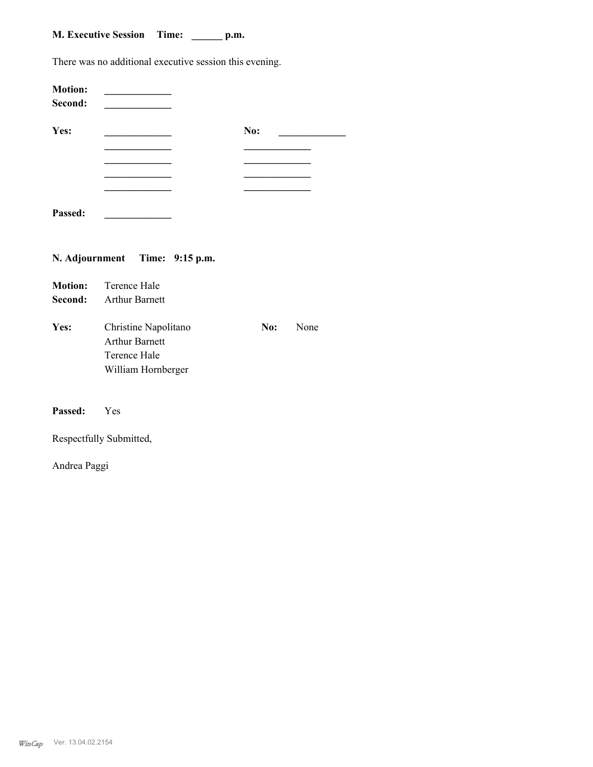**M. Executive Session Time: ______ p.m.**

There was no additional executive session this evening.

**Motion:** _____________
**Second:** _____________

**Yes:** _____________ **No:** _____________
_____________ _____________
_____________ _____________
_____________ _____________
_____________ _____________

**Passed:** _____________

**N. Adjournment Time: 9:15 p.m.**

**Motion:** Terence Hale
**Second:** Arthur Barnett

**Yes:** Christine Napolitano **No:** None
Arthur Barnett
Terence Hale
William Hornberger

**Passed:** Yes

Respectfully Submitted,

Andrea Paggi